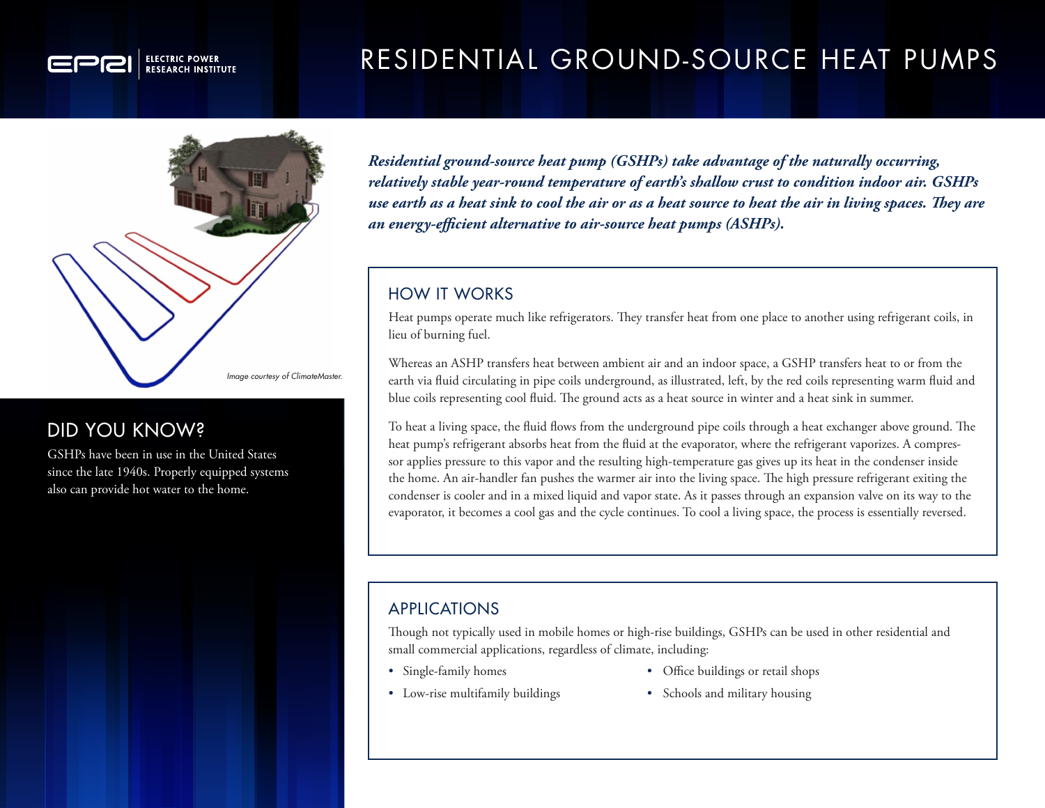# RESIDENTIAL GROUND-SOURCE HEAT PUMPS

Image courtesy of ClimateMaster.

***Residential ground-source heat pump (GSHPs) take advantage of the naturally occurring, relatively stable year-round temperature of earth's shallow crust to condition indoor air. GSHPs use earth as a heat sink to cool the air or as a heat source to heat the air in living spaces. They are an energy-efficient alternative to air-source heat pumps (ASHPs).***

## DID YOU KNOW?

GSHPs have been in use in the United States since the late 1940s. Properly equipped systems also can provide hot water to the home.

## HOW IT WORKS

Heat pumps operate much like refrigerators. They transfer heat from one place to another using refrigerant coils, in lieu of burning fuel.

Whereas an ASHP transfers heat between ambient air and an indoor space, a GSHP transfers heat to or from the earth via fluid circulating in pipe coils underground, as illustrated, left, by the red coils representing warm fluid and blue coils representing cool fluid. The ground acts as a heat source in winter and a heat sink in summer.

To heat a living space, the fluid flows from the underground pipe coils through a heat exchanger above ground. The heat pump's refrigerant absorbs heat from the fluid at the evaporator, where the refrigerant vaporizes. A compressor applies pressure to this vapor and the resulting high-temperature gas gives up its heat in the condenser inside the home. An air-handler fan pushes the warmer air into the living space. The high pressure refrigerant exiting the condenser is cooler and in a mixed liquid and vapor state. As it passes through an expansion valve on its way to the evaporator, it becomes a cool gas and the cycle continues. To cool a living space, the process is essentially reversed.

## APPLICATIONS

Though not typically used in mobile homes or high-rise buildings, GSHPs can be used in other residential and small commercial applications, regardless of climate, including:

- Single-family homes
- Low-rise multifamily buildings
- Office buildings or retail shops
- Schools and military housing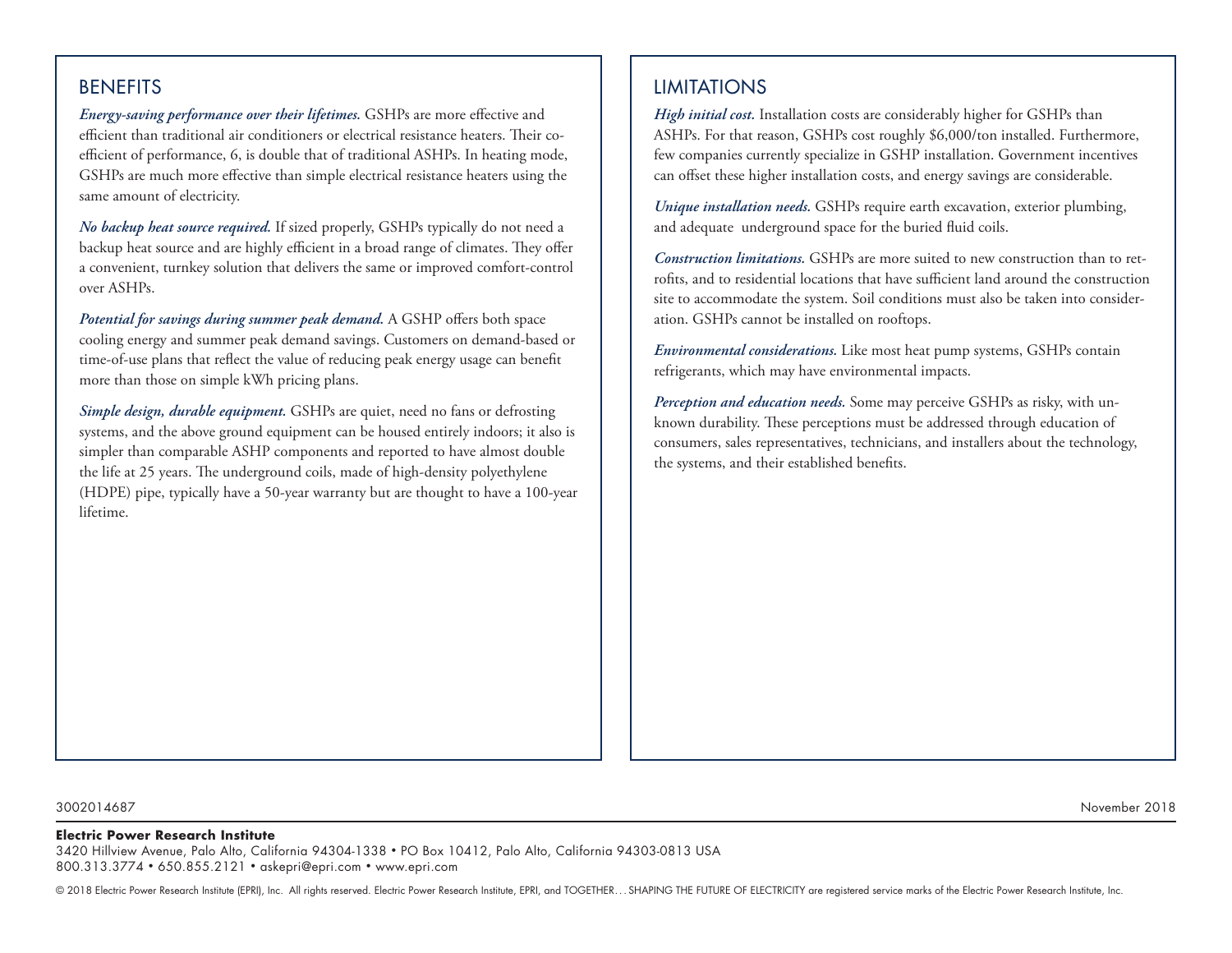## BENEFITS

***Energy-saving performance over their lifetimes.*** GSHPs are more effective and efficient than traditional air conditioners or electrical resistance heaters. Their coefficient of performance, 6, is double that of traditional ASHPs. In heating mode, GSHPs are much more effective than simple electrical resistance heaters using the same amount of electricity.

***No backup heat source required.*** If sized properly, GSHPs typically do not need a backup heat source and are highly efficient in a broad range of climates. They offer a convenient, turnkey solution that delivers the same or improved comfort-control over ASHPs.

***Potential for savings during summer peak demand.*** A GSHP offers both space cooling energy and summer peak demand savings. Customers on demand-based or time-of-use plans that reflect the value of reducing peak energy usage can benefit more than those on simple kWh pricing plans.

***Simple design, durable equipment.*** GSHPs are quiet, need no fans or defrosting systems, and the above ground equipment can be housed entirely indoors; it also is simpler than comparable ASHP components and reported to have almost double the life at 25 years. The underground coils, made of high-density polyethylene (HDPE) pipe, typically have a 50-year warranty but are thought to have a 100-year lifetime.

## LIMITATIONS

***High initial cost.*** Installation costs are considerably higher for GSHPs than ASHPs. For that reason, GSHPs cost roughly $6,000/ton installed. Furthermore, few companies currently specialize in GSHP installation. Government incentives can offset these higher installation costs, and energy savings are considerable.

***Unique installation needs.*** GSHPs require earth excavation, exterior plumbing, and adequate underground space for the buried fluid coils.

***Construction limitations.*** GSHPs are more suited to new construction than to retrofits, and to residential locations that have sufficient land around the construction site to accommodate the system. Soil conditions must also be taken into consideration. GSHPs cannot be installed on rooftops.

***Environmental considerations.*** Like most heat pump systems, GSHPs contain refrigerants, which may have environmental impacts.

***Perception and education needs.*** Some may perceive GSHPs as risky, with unknown durability. These perceptions must be addressed through education of consumers, sales representatives, technicians, and installers about the technology, the systems, and their established benefits.

3002014687

November 2018

**Electric Power Research Institute**
3420 Hillview Avenue, Palo Alto, California 94304-1338 • PO Box 10412, Palo Alto, California 94303-0813 USA
800.313.3774 • 650.855.2121 • askepri@epri.com • www.epri.com

© 2018 Electric Power Research Institute (EPRI), Inc. All rights reserved. Electric Power Research Institute, EPRI, and TOGETHER... SHAPING THE FUTURE OF ELECTRICITY are registered service marks of the Electric Power Research Institute, Inc.